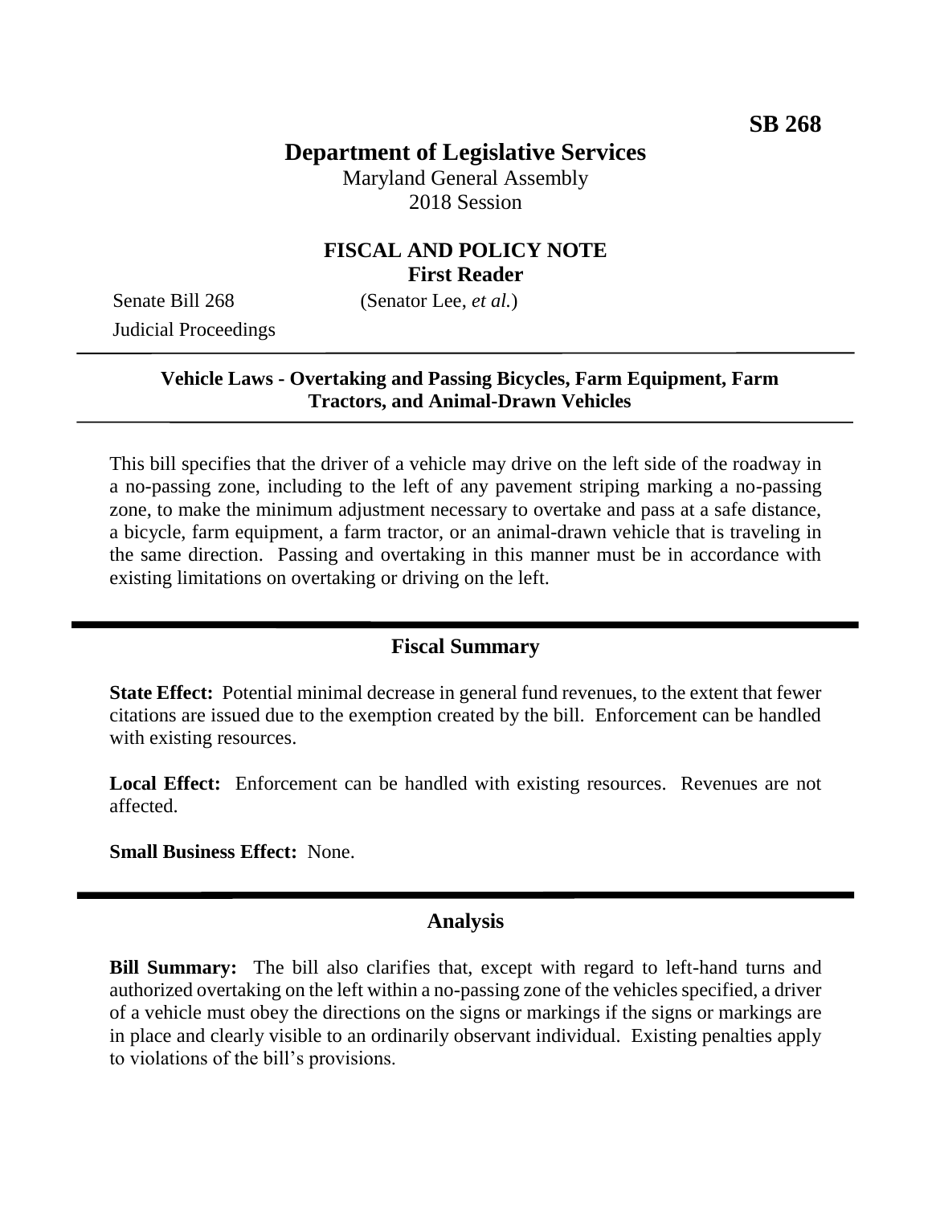**SB 268**

# Department of Legislative Services

Maryland General Assembly
2018 Session

## FISCAL AND POLICY NOTE
**First Reader**

Senate Bill 268 (Senator Lee, *et al.*)
Judicial Proceedings

---

**Vehicle Laws - Overtaking and Passing Bicycles, Farm Equipment, Farm Tractors, and Animal-Drawn Vehicles**

---

This bill specifies that the driver of a vehicle may drive on the left side of the roadway in a no-passing zone, including to the left of any pavement striping marking a no-passing zone, to make the minimum adjustment necessary to overtake and pass at a safe distance, a bicycle, farm equipment, a farm tractor, or an animal-drawn vehicle that is traveling in the same direction. Passing and overtaking in this manner must be in accordance with existing limitations on overtaking or driving on the left.

---

## Fiscal Summary

**State Effect:** Potential minimal decrease in general fund revenues, to the extent that fewer citations are issued due to the exemption created by the bill. Enforcement can be handled with existing resources.

**Local Effect:** Enforcement can be handled with existing resources. Revenues are not affected.

**Small Business Effect:** None.

---

## Analysis

**Bill Summary:** The bill also clarifies that, except with regard to left-hand turns and authorized overtaking on the left within a no-passing zone of the vehicles specified, a driver of a vehicle must obey the directions on the signs or markings if the signs or markings are in place and clearly visible to an ordinarily observant individual. Existing penalties apply to violations of the bill's provisions.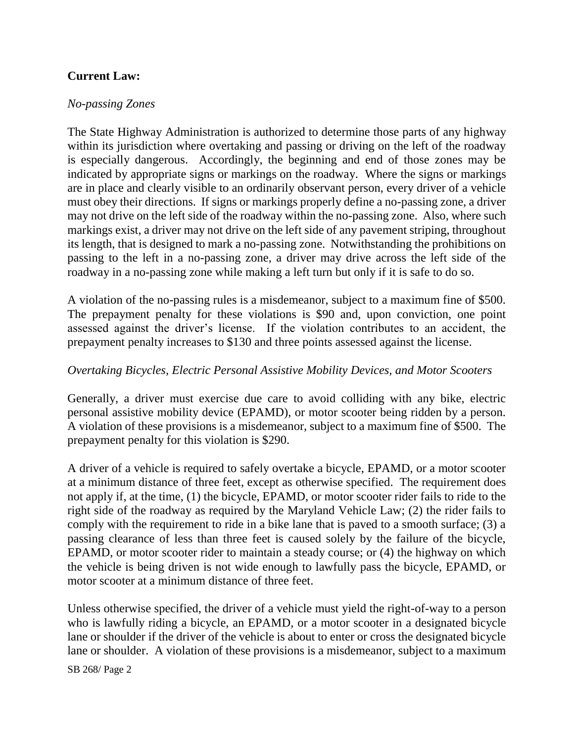**Current Law:**

*No-passing Zones*

The State Highway Administration is authorized to determine those parts of any highway within its jurisdiction where overtaking and passing or driving on the left of the roadway is especially dangerous. Accordingly, the beginning and end of those zones may be indicated by appropriate signs or markings on the roadway. Where the signs or markings are in place and clearly visible to an ordinarily observant person, every driver of a vehicle must obey their directions. If signs or markings properly define a no-passing zone, a driver may not drive on the left side of the roadway within the no-passing zone. Also, where such markings exist, a driver may not drive on the left side of any pavement striping, throughout its length, that is designed to mark a no-passing zone. Notwithstanding the prohibitions on passing to the left in a no-passing zone, a driver may drive across the left side of the roadway in a no-passing zone while making a left turn but only if it is safe to do so.

A violation of the no-passing rules is a misdemeanor, subject to a maximum fine of $500. The prepayment penalty for these violations is $90 and, upon conviction, one point assessed against the driver's license. If the violation contributes to an accident, the prepayment penalty increases to $130 and three points assessed against the license.

*Overtaking Bicycles, Electric Personal Assistive Mobility Devices, and Motor Scooters*

Generally, a driver must exercise due care to avoid colliding with any bike, electric personal assistive mobility device (EPAMD), or motor scooter being ridden by a person. A violation of these provisions is a misdemeanor, subject to a maximum fine of $500. The prepayment penalty for this violation is $290.

A driver of a vehicle is required to safely overtake a bicycle, EPAMD, or a motor scooter at a minimum distance of three feet, except as otherwise specified. The requirement does not apply if, at the time, (1) the bicycle, EPAMD, or motor scooter rider fails to ride to the right side of the roadway as required by the Maryland Vehicle Law; (2) the rider fails to comply with the requirement to ride in a bike lane that is paved to a smooth surface; (3) a passing clearance of less than three feet is caused solely by the failure of the bicycle, EPAMD, or motor scooter rider to maintain a steady course; or (4) the highway on which the vehicle is being driven is not wide enough to lawfully pass the bicycle, EPAMD, or motor scooter at a minimum distance of three feet.

Unless otherwise specified, the driver of a vehicle must yield the right-of-way to a person who is lawfully riding a bicycle, an EPAMD, or a motor scooter in a designated bicycle lane or shoulder if the driver of the vehicle is about to enter or cross the designated bicycle lane or shoulder. A violation of these provisions is a misdemeanor, subject to a maximum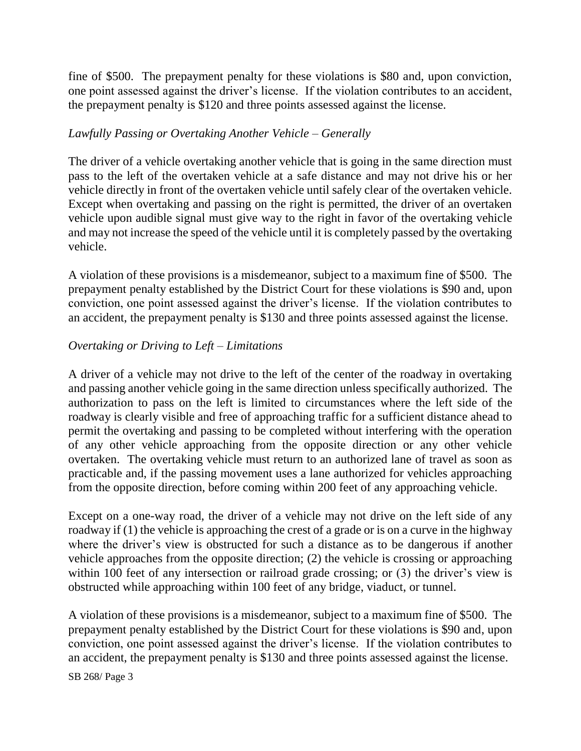fine of $500. The prepayment penalty for these violations is $80 and, upon conviction, one point assessed against the driver's license. If the violation contributes to an accident, the prepayment penalty is $120 and three points assessed against the license.

*Lawfully Passing or Overtaking Another Vehicle – Generally*

The driver of a vehicle overtaking another vehicle that is going in the same direction must pass to the left of the overtaken vehicle at a safe distance and may not drive his or her vehicle directly in front of the overtaken vehicle until safely clear of the overtaken vehicle. Except when overtaking and passing on the right is permitted, the driver of an overtaken vehicle upon audible signal must give way to the right in favor of the overtaking vehicle and may not increase the speed of the vehicle until it is completely passed by the overtaking vehicle.

A violation of these provisions is a misdemeanor, subject to a maximum fine of $500. The prepayment penalty established by the District Court for these violations is $90 and, upon conviction, one point assessed against the driver's license. If the violation contributes to an accident, the prepayment penalty is $130 and three points assessed against the license.

*Overtaking or Driving to Left – Limitations*

A driver of a vehicle may not drive to the left of the center of the roadway in overtaking and passing another vehicle going in the same direction unless specifically authorized. The authorization to pass on the left is limited to circumstances where the left side of the roadway is clearly visible and free of approaching traffic for a sufficient distance ahead to permit the overtaking and passing to be completed without interfering with the operation of any other vehicle approaching from the opposite direction or any other vehicle overtaken. The overtaking vehicle must return to an authorized lane of travel as soon as practicable and, if the passing movement uses a lane authorized for vehicles approaching from the opposite direction, before coming within 200 feet of any approaching vehicle.

Except on a one-way road, the driver of a vehicle may not drive on the left side of any roadway if (1) the vehicle is approaching the crest of a grade or is on a curve in the highway where the driver's view is obstructed for such a distance as to be dangerous if another vehicle approaches from the opposite direction; (2) the vehicle is crossing or approaching within 100 feet of any intersection or railroad grade crossing; or (3) the driver's view is obstructed while approaching within 100 feet of any bridge, viaduct, or tunnel.

A violation of these provisions is a misdemeanor, subject to a maximum fine of $500. The prepayment penalty established by the District Court for these violations is $90 and, upon conviction, one point assessed against the driver's license. If the violation contributes to an accident, the prepayment penalty is $130 and three points assessed against the license.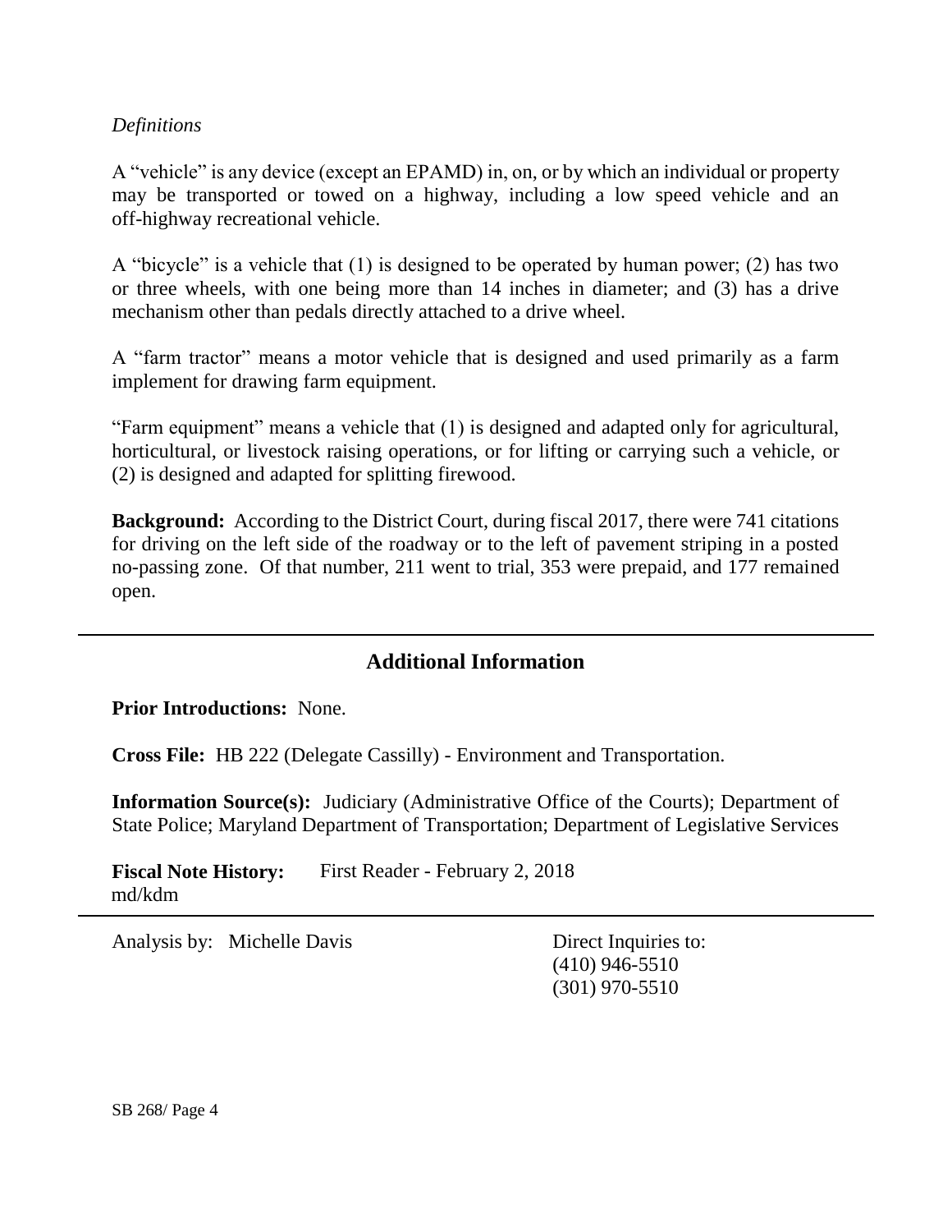*Definitions*

A "vehicle" is any device (except an EPAMD) in, on, or by which an individual or property may be transported or towed on a highway, including a low speed vehicle and an off-highway recreational vehicle.

A "bicycle" is a vehicle that (1) is designed to be operated by human power; (2) has two or three wheels, with one being more than 14 inches in diameter; and (3) has a drive mechanism other than pedals directly attached to a drive wheel.

A "farm tractor" means a motor vehicle that is designed and used primarily as a farm implement for drawing farm equipment.

"Farm equipment" means a vehicle that (1) is designed and adapted only for agricultural, horticultural, or livestock raising operations, or for lifting or carrying such a vehicle, or (2) is designed and adapted for splitting firewood.

**Background:** According to the District Court, during fiscal 2017, there were 741 citations for driving on the left side of the roadway or to the left of pavement striping in a posted no-passing zone. Of that number, 211 went to trial, 353 were prepaid, and 177 remained open.

---

## Additional Information

**Prior Introductions:** None.

**Cross File:** HB 222 (Delegate Cassilly) - Environment and Transportation.

**Information Source(s):** Judiciary (Administrative Office of the Courts); Department of State Police; Maryland Department of Transportation; Department of Legislative Services

**Fiscal Note History:** First Reader - February 2, 2018
md/kdm

---

Analysis by: Michelle Davis

Direct Inquiries to:
(410) 946-5510
(301) 970-5510